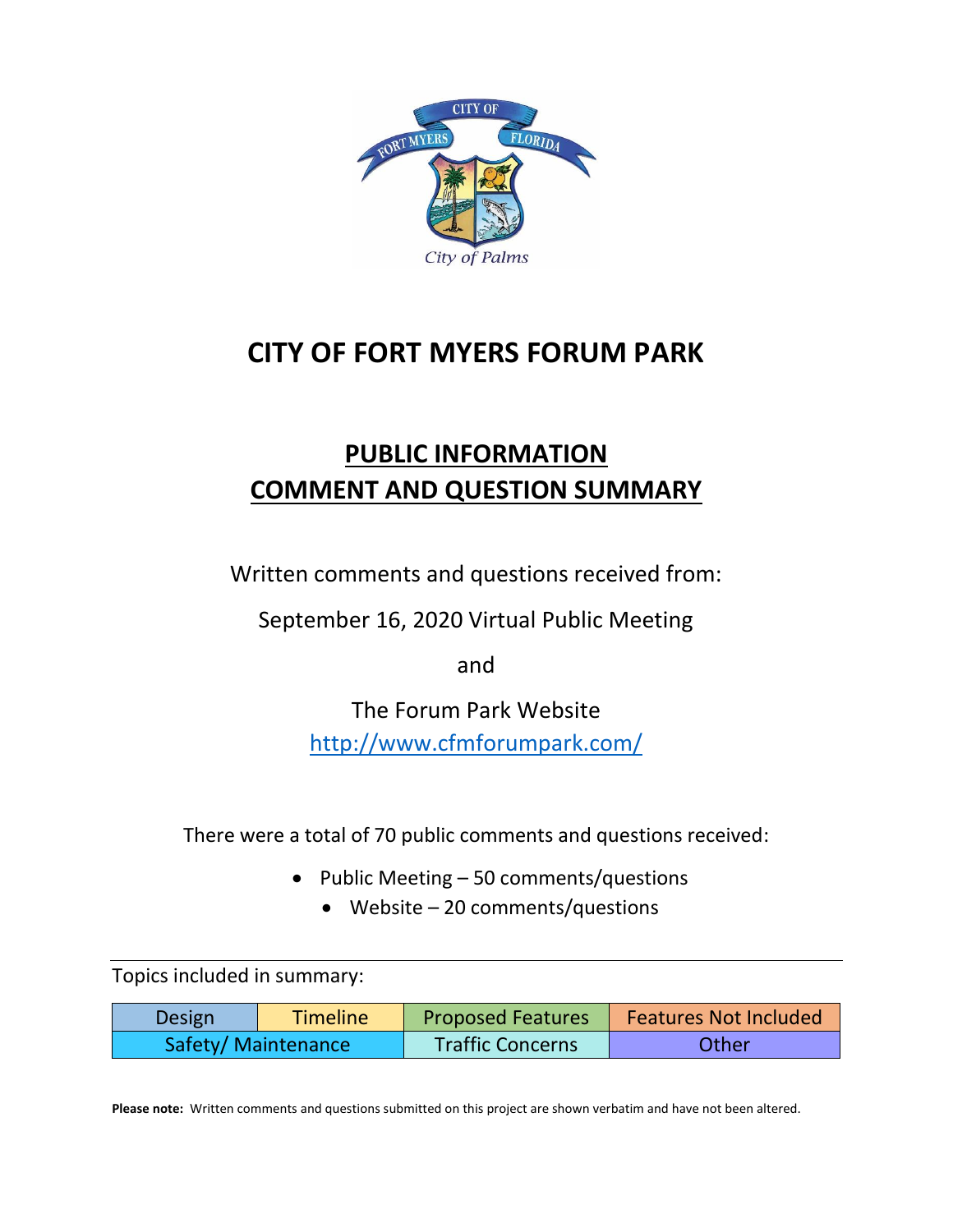# CITY OF FORT MYERS FORUM PARK

## PUBLIC INFORMATION
## COMMENT AND QUESTION SUMMARY

Written comments and questions received from:

September 16, 2020 Virtual Public Meeting

and

The Forum Park Website
http://www.cfmforumpark.com/

There were a total of 70 public comments and questions received:

- Public Meeting – 50 comments/questions
- Website – 20 comments/questions

Topics included in summary:

| Design | Timeline | Proposed Features | Features Not Included |
|---|---|---|---|
| Safety/ Maintenance | | Traffic Concerns | Other |

**Please note:** Written comments and questions submitted on this project are shown verbatim and have not been altered.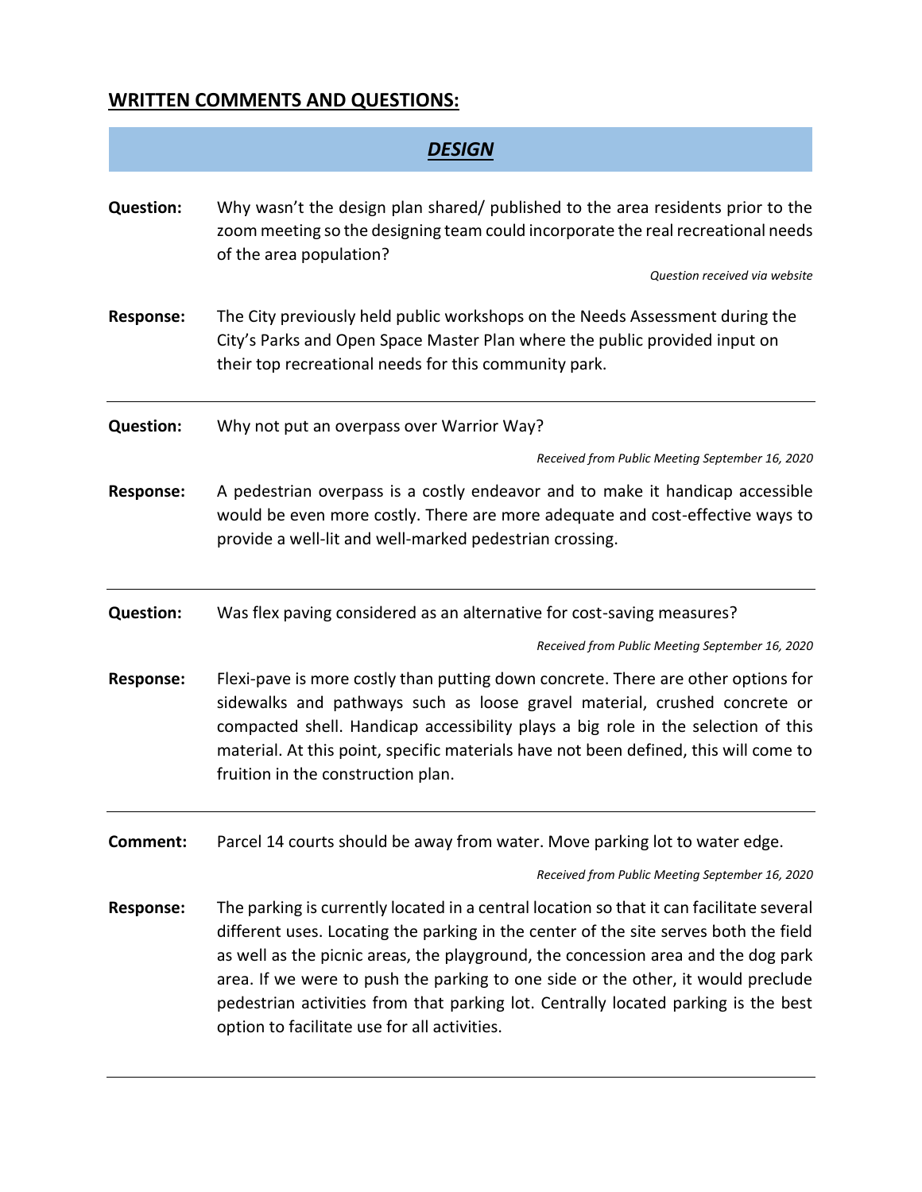## WRITTEN COMMENTS AND QUESTIONS:

### ***DESIGN***

**Question:** Why wasn't the design plan shared/ published to the area residents prior to the zoom meeting so the designing team could incorporate the real recreational needs of the area population?

*Question received via website*

**Response:** The City previously held public workshops on the Needs Assessment during the City's Parks and Open Space Master Plan where the public provided input on their top recreational needs for this community park.

---

**Question:** Why not put an overpass over Warrior Way?

*Received from Public Meeting September 16, 2020*

**Response:** A pedestrian overpass is a costly endeavor and to make it handicap accessible would be even more costly. There are more adequate and cost-effective ways to provide a well-lit and well-marked pedestrian crossing.

---

**Question:** Was flex paving considered as an alternative for cost-saving measures?

*Received from Public Meeting September 16, 2020*

**Response:** Flexi-pave is more costly than putting down concrete. There are other options for sidewalks and pathways such as loose gravel material, crushed concrete or compacted shell. Handicap accessibility plays a big role in the selection of this material. At this point, specific materials have not been defined, this will come to fruition in the construction plan.

---

**Comment:** Parcel 14 courts should be away from water. Move parking lot to water edge.

*Received from Public Meeting September 16, 2020*

**Response:** The parking is currently located in a central location so that it can facilitate several different uses. Locating the parking in the center of the site serves both the field as well as the picnic areas, the playground, the concession area and the dog park area. If we were to push the parking to one side or the other, it would preclude pedestrian activities from that parking lot. Centrally located parking is the best option to facilitate use for all activities.

---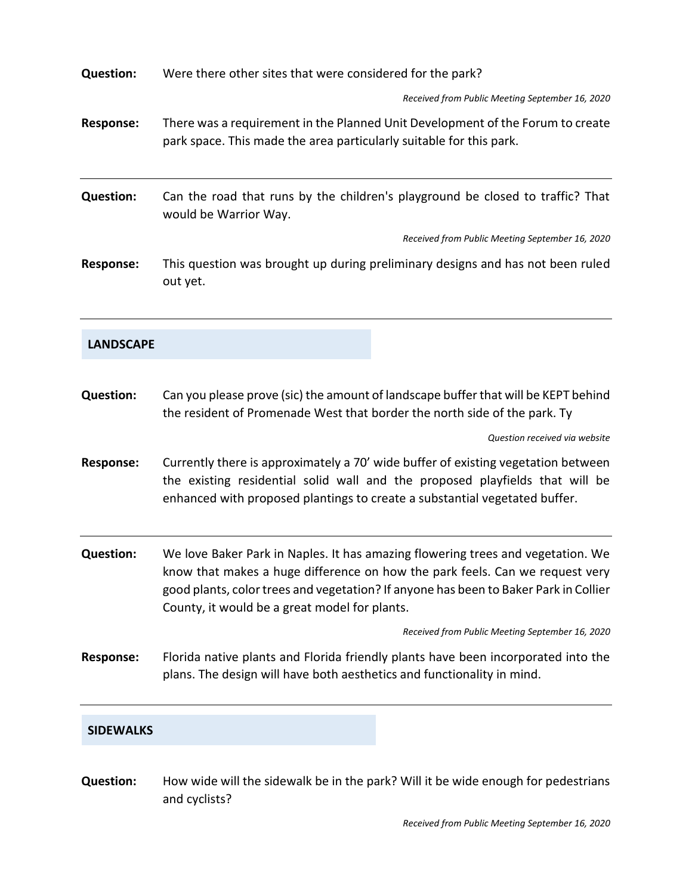**Question:** Were there other sites that were considered for the park?

*Received from Public Meeting September 16, 2020*

**Response:** There was a requirement in the Planned Unit Development of the Forum to create park space. This made the area particularly suitable for this park.

---

**Question:** Can the road that runs by the children's playground be closed to traffic? That would be Warrior Way.

*Received from Public Meeting September 16, 2020*

**Response:** This question was brought up during preliminary designs and has not been ruled out yet.

---

## LANDSCAPE

**Question:** Can you please prove (sic) the amount of landscape buffer that will be KEPT behind the resident of Promenade West that border the north side of the park. Ty

*Question received via website*

**Response:** Currently there is approximately a 70' wide buffer of existing vegetation between the existing residential solid wall and the proposed playfields that will be enhanced with proposed plantings to create a substantial vegetated buffer.

---

**Question:** We love Baker Park in Naples. It has amazing flowering trees and vegetation. We know that makes a huge difference on how the park feels. Can we request very good plants, color trees and vegetation? If anyone has been to Baker Park in Collier County, it would be a great model for plants.

*Received from Public Meeting September 16, 2020*

**Response:** Florida native plants and Florida friendly plants have been incorporated into the plans. The design will have both aesthetics and functionality in mind.

---

## SIDEWALKS

**Question:** How wide will the sidewalk be in the park? Will it be wide enough for pedestrians and cyclists?

*Received from Public Meeting September 16, 2020*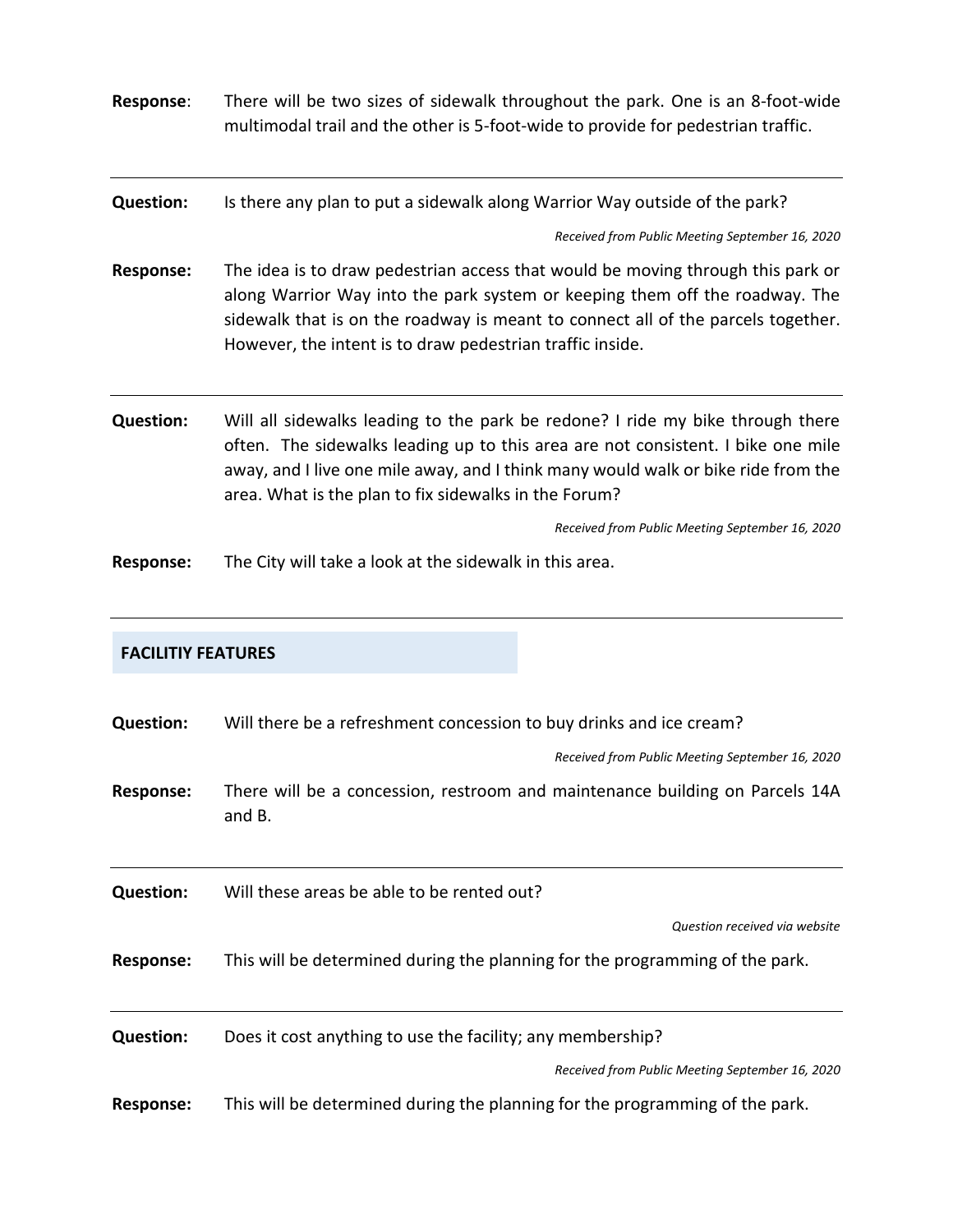**Response**: There will be two sizes of sidewalk throughout the park. One is an 8-foot-wide multimodal trail and the other is 5-foot-wide to provide for pedestrian traffic.

---

**Question:** Is there any plan to put a sidewalk along Warrior Way outside of the park?

*Received from Public Meeting September 16, 2020*

**Response:** The idea is to draw pedestrian access that would be moving through this park or along Warrior Way into the park system or keeping them off the roadway. The sidewalk that is on the roadway is meant to connect all of the parcels together. However, the intent is to draw pedestrian traffic inside.

---

**Question:** Will all sidewalks leading to the park be redone? I ride my bike through there often. The sidewalks leading up to this area are not consistent. I bike one mile away, and I live one mile away, and I think many would walk or bike ride from the area. What is the plan to fix sidewalks in the Forum?

*Received from Public Meeting September 16, 2020*

**Response:** The City will take a look at the sidewalk in this area.

---

## FACILITIY FEATURES

**Question:** Will there be a refreshment concession to buy drinks and ice cream?

*Received from Public Meeting September 16, 2020*

**Response:** There will be a concession, restroom and maintenance building on Parcels 14A and B.

---

**Question:** Will these areas be able to be rented out?

*Question received via website*

**Response:** This will be determined during the planning for the programming of the park.

---

**Question:** Does it cost anything to use the facility; any membership?

*Received from Public Meeting September 16, 2020*

**Response:** This will be determined during the planning for the programming of the park.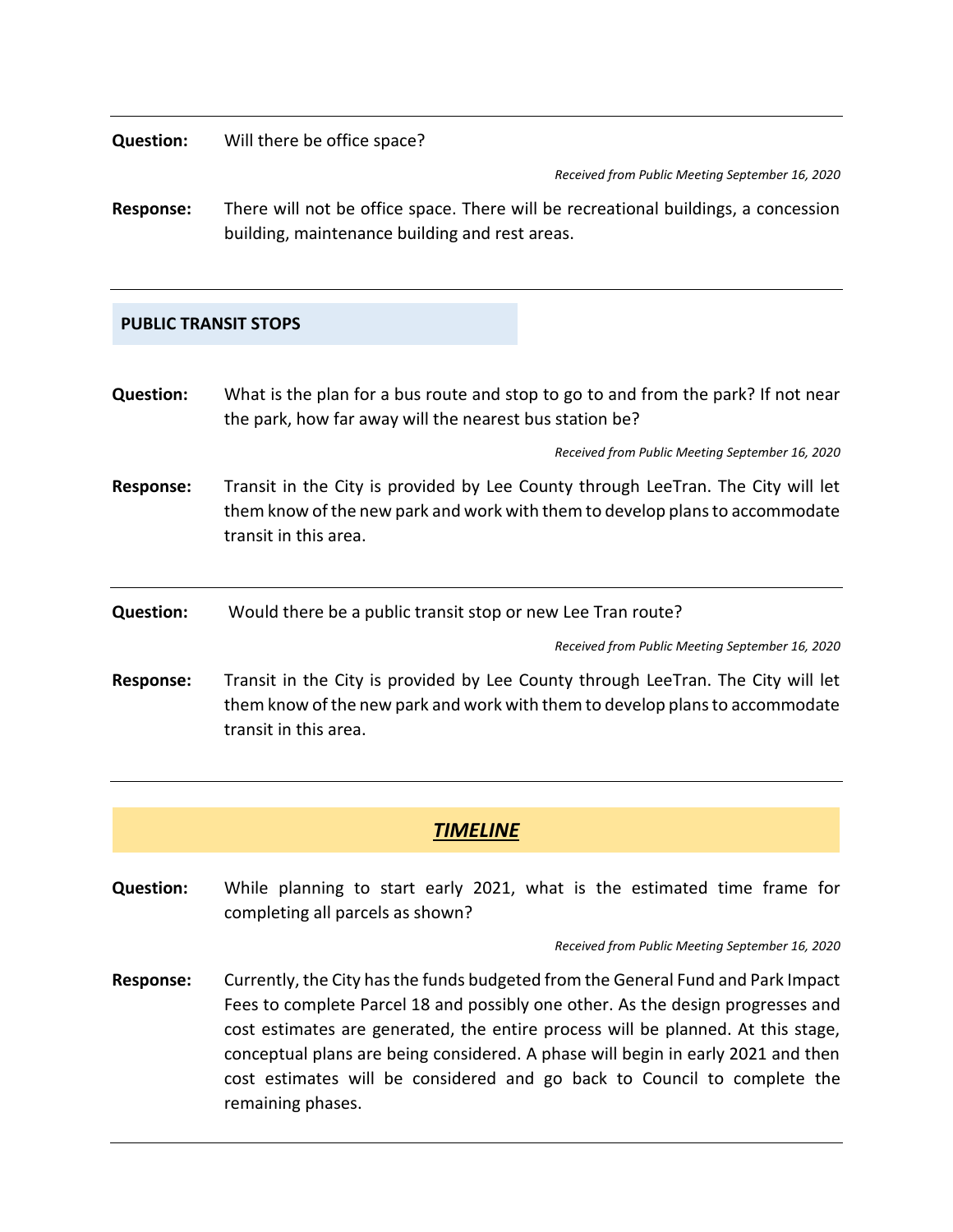**Question:** Will there be office space?

*Received from Public Meeting September 16, 2020*

**Response:** There will not be office space. There will be recreational buildings, a concession building, maintenance building and rest areas.

---

## PUBLIC TRANSIT STOPS

**Question:** What is the plan for a bus route and stop to go to and from the park? If not near the park, how far away will the nearest bus station be?

*Received from Public Meeting September 16, 2020*

**Response:** Transit in the City is provided by Lee County through LeeTran. The City will let them know of the new park and work with them to develop plans to accommodate transit in this area.

---

**Question:** Would there be a public transit stop or new Lee Tran route?

*Received from Public Meeting September 16, 2020*

**Response:** Transit in the City is provided by Lee County through LeeTran. The City will let them know of the new park and work with them to develop plans to accommodate transit in this area.

---

## ***TIMELINE***

**Question:** While planning to start early 2021, what is the estimated time frame for completing all parcels as shown?

*Received from Public Meeting September 16, 2020*

**Response:** Currently, the City has the funds budgeted from the General Fund and Park Impact Fees to complete Parcel 18 and possibly one other. As the design progresses and cost estimates are generated, the entire process will be planned. At this stage, conceptual plans are being considered. A phase will begin in early 2021 and then cost estimates will be considered and go back to Council to complete the remaining phases.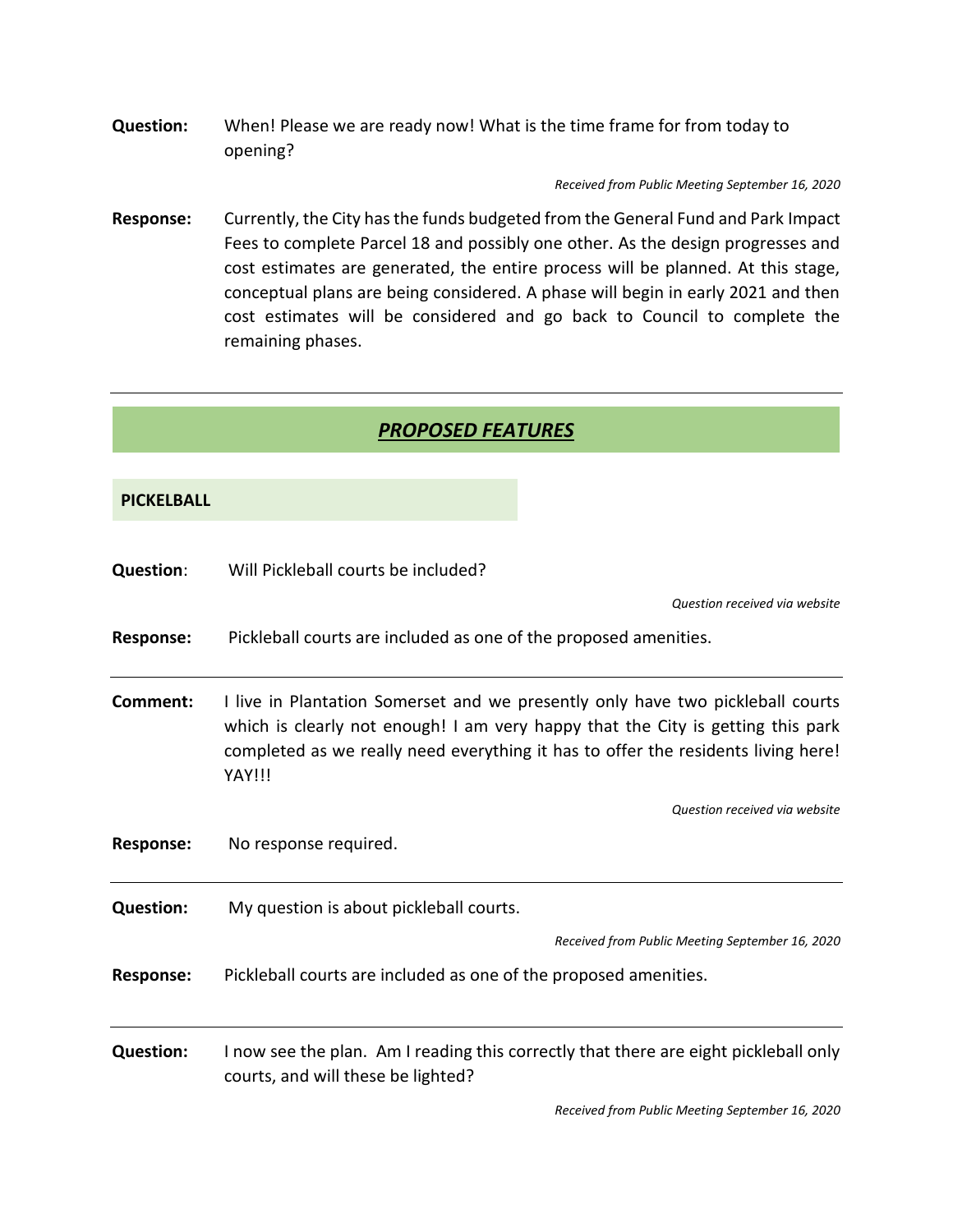**Question:** When! Please we are ready now! What is the time frame for from today to opening?

*Received from Public Meeting September 16, 2020*

**Response:** Currently, the City has the funds budgeted from the General Fund and Park Impact Fees to complete Parcel 18 and possibly one other. As the design progresses and cost estimates are generated, the entire process will be planned. At this stage, conceptual plans are being considered. A phase will begin in early 2021 and then cost estimates will be considered and go back to Council to complete the remaining phases.

---

## ***PROPOSED FEATURES***

### PICKELBALL

**Question**: Will Pickleball courts be included?

*Question received via website*

**Response:** Pickleball courts are included as one of the proposed amenities.

---

**Comment:** I live in Plantation Somerset and we presently only have two pickleball courts which is clearly not enough! I am very happy that the City is getting this park completed as we really need everything it has to offer the residents living here! YAY!!!

*Question received via website*

**Response:** No response required.

---

**Question:** My question is about pickleball courts.

*Received from Public Meeting September 16, 2020*

**Response:** Pickleball courts are included as one of the proposed amenities.

---

**Question:** I now see the plan. Am I reading this correctly that there are eight pickleball only courts, and will these be lighted?

*Received from Public Meeting September 16, 2020*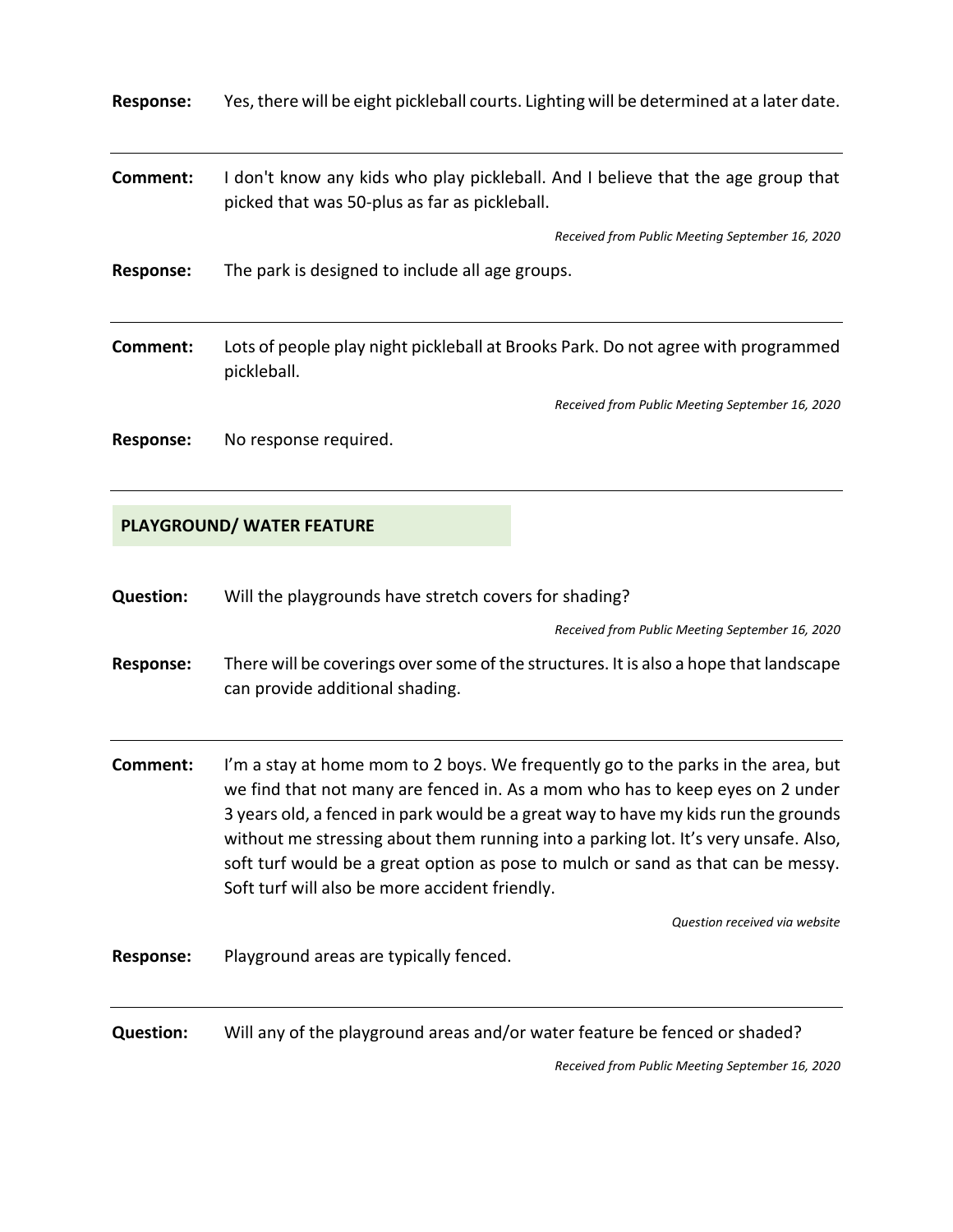**Response:** Yes, there will be eight pickleball courts. Lighting will be determined at a later date.

---

**Comment:** I don't know any kids who play pickleball. And I believe that the age group that picked that was 50-plus as far as pickleball.

*Received from Public Meeting September 16, 2020*

**Response:** The park is designed to include all age groups.

---

**Comment:** Lots of people play night pickleball at Brooks Park. Do not agree with programmed pickleball.

*Received from Public Meeting September 16, 2020*

**Response:** No response required.

---

## PLAYGROUND/ WATER FEATURE

**Question:** Will the playgrounds have stretch covers for shading?

*Received from Public Meeting September 16, 2020*

**Response:** There will be coverings over some of the structures. It is also a hope that landscape can provide additional shading.

---

**Comment:** I'm a stay at home mom to 2 boys. We frequently go to the parks in the area, but we find that not many are fenced in. As a mom who has to keep eyes on 2 under 3 years old, a fenced in park would be a great way to have my kids run the grounds without me stressing about them running into a parking lot. It's very unsafe. Also, soft turf would be a great option as pose to mulch or sand as that can be messy. Soft turf will also be more accident friendly.

*Question received via website*

**Response:** Playground areas are typically fenced.

---

**Question:** Will any of the playground areas and/or water feature be fenced or shaded?

*Received from Public Meeting September 16, 2020*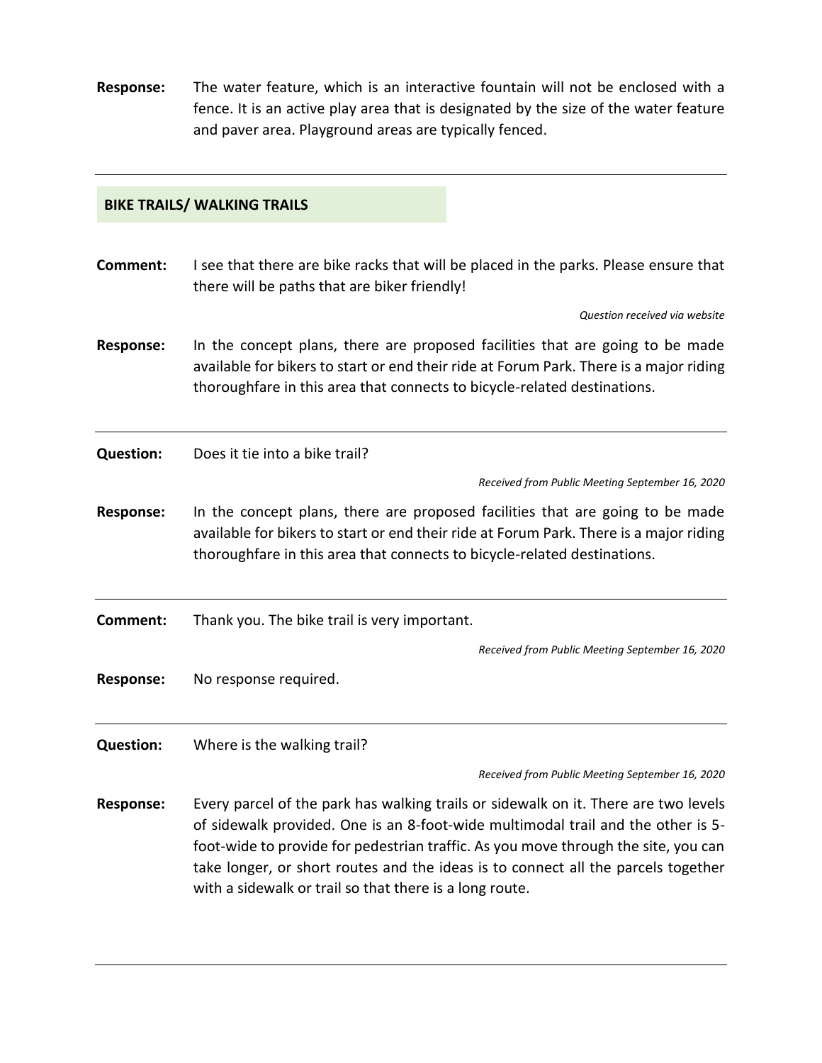**Response:** The water feature, which is an interactive fountain will not be enclosed with a fence. It is an active play area that is designated by the size of the water feature and paver area. Playground areas are typically fenced.

---

## BIKE TRAILS/ WALKING TRAILS

**Comment:** I see that there are bike racks that will be placed in the parks. Please ensure that there will be paths that are biker friendly!

*Question received via website*

**Response:** In the concept plans, there are proposed facilities that are going to be made available for bikers to start or end their ride at Forum Park. There is a major riding thoroughfare in this area that connects to bicycle-related destinations.

---

**Question:** Does it tie into a bike trail?

*Received from Public Meeting September 16, 2020*

**Response:** In the concept plans, there are proposed facilities that are going to be made available for bikers to start or end their ride at Forum Park. There is a major riding thoroughfare in this area that connects to bicycle-related destinations.

---

**Comment:** Thank you. The bike trail is very important.

*Received from Public Meeting September 16, 2020*

**Response:** No response required.

---

**Question:** Where is the walking trail?

*Received from Public Meeting September 16, 2020*

**Response:** Every parcel of the park has walking trails or sidewalk on it. There are two levels of sidewalk provided. One is an 8-foot-wide multimodal trail and the other is 5-foot-wide to provide for pedestrian traffic. As you move through the site, you can take longer, or short routes and the ideas is to connect all the parcels together with a sidewalk or trail so that there is a long route.

---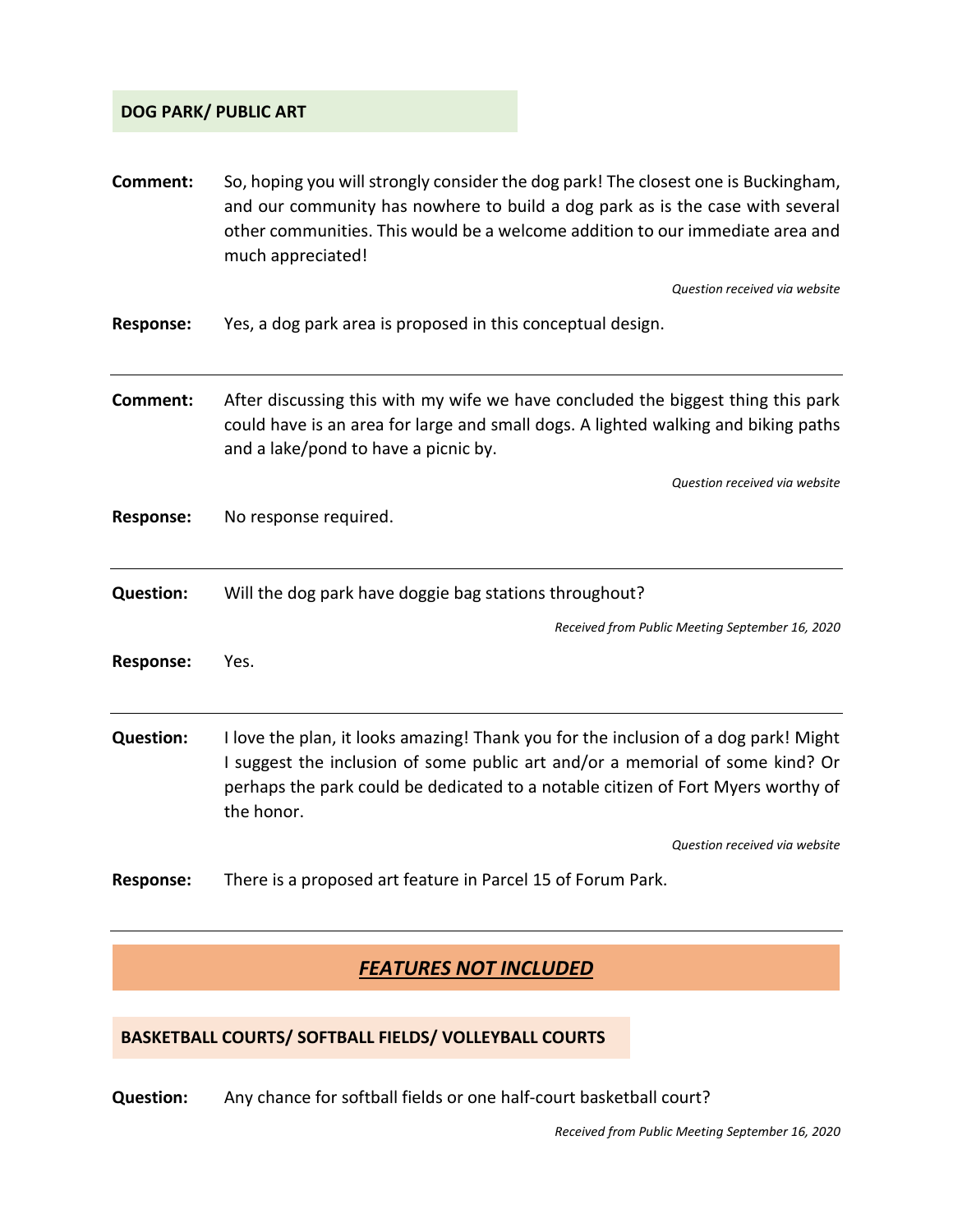### DOG PARK/ PUBLIC ART

**Comment:** So, hoping you will strongly consider the dog park! The closest one is Buckingham, and our community has nowhere to build a dog park as is the case with several other communities. This would be a welcome addition to our immediate area and much appreciated!

*Question received via website*

**Response:** Yes, a dog park area is proposed in this conceptual design.

---

**Comment:** After discussing this with my wife we have concluded the biggest thing this park could have is an area for large and small dogs. A lighted walking and biking paths and a lake/pond to have a picnic by.

*Question received via website*

**Response:** No response required.

---

**Question:** Will the dog park have doggie bag stations throughout?

*Received from Public Meeting September 16, 2020*

**Response:** Yes.

---

**Question:** I love the plan, it looks amazing! Thank you for the inclusion of a dog park! Might I suggest the inclusion of some public art and/or a memorial of some kind? Or perhaps the park could be dedicated to a notable citizen of Fort Myers worthy of the honor.

*Question received via website*

**Response:** There is a proposed art feature in Parcel 15 of Forum Park.

---

## *FEATURES NOT INCLUDED*

### BASKETBALL COURTS/ SOFTBALL FIELDS/ VOLLEYBALL COURTS

**Question:** Any chance for softball fields or one half-court basketball court?

*Received from Public Meeting September 16, 2020*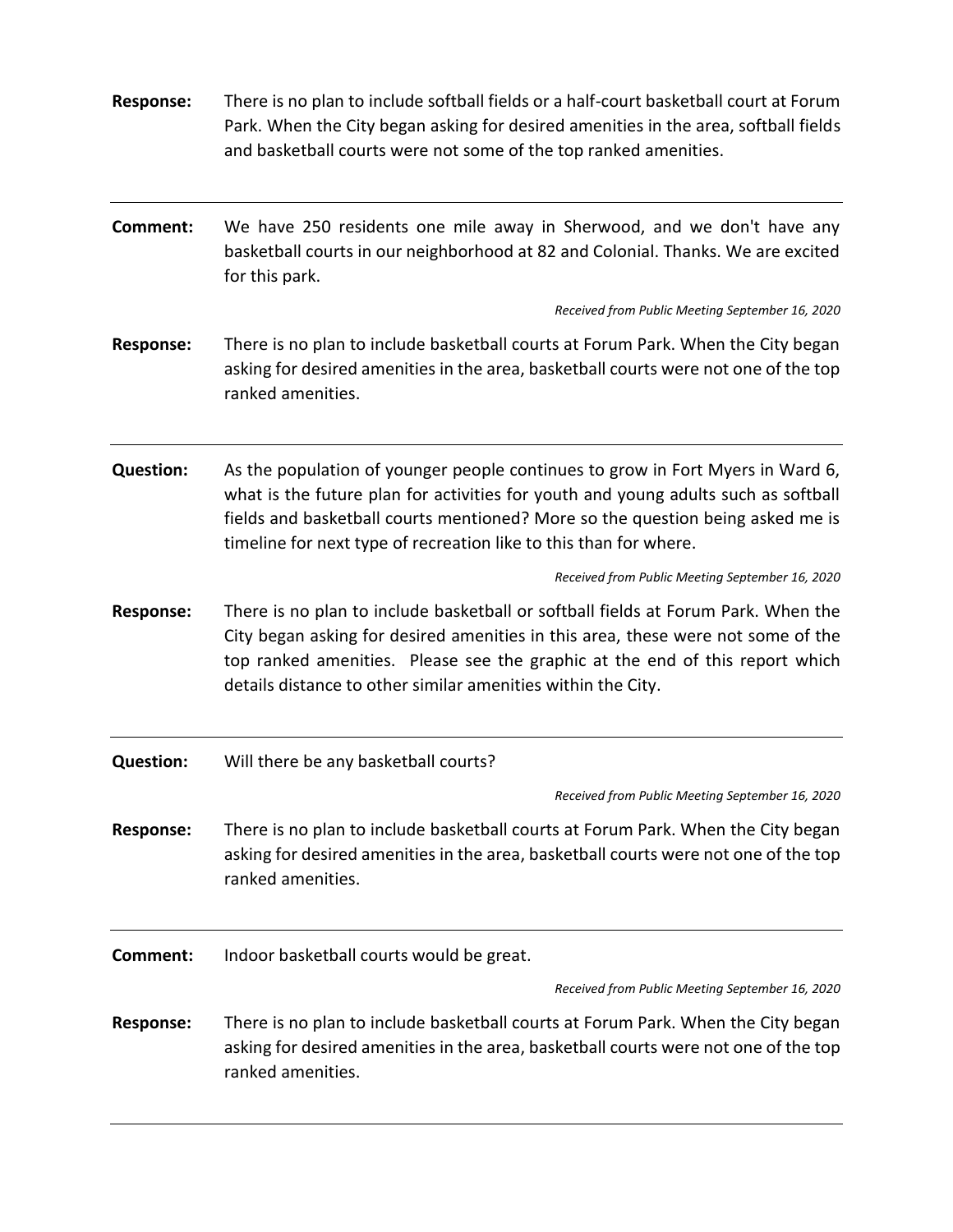**Response:** There is no plan to include softball fields or a half-court basketball court at Forum Park. When the City began asking for desired amenities in the area, softball fields and basketball courts were not some of the top ranked amenities.

---

**Comment:** We have 250 residents one mile away in Sherwood, and we don't have any basketball courts in our neighborhood at 82 and Colonial. Thanks. We are excited for this park.

*Received from Public Meeting September 16, 2020*

**Response:** There is no plan to include basketball courts at Forum Park. When the City began asking for desired amenities in the area, basketball courts were not one of the top ranked amenities.

---

**Question:** As the population of younger people continues to grow in Fort Myers in Ward 6, what is the future plan for activities for youth and young adults such as softball fields and basketball courts mentioned? More so the question being asked me is timeline for next type of recreation like to this than for where.

*Received from Public Meeting September 16, 2020*

**Response:** There is no plan to include basketball or softball fields at Forum Park. When the City began asking for desired amenities in this area, these were not some of the top ranked amenities. Please see the graphic at the end of this report which details distance to other similar amenities within the City.

---

**Question:** Will there be any basketball courts?

*Received from Public Meeting September 16, 2020*

**Response:** There is no plan to include basketball courts at Forum Park. When the City began asking for desired amenities in the area, basketball courts were not one of the top ranked amenities.

---

**Comment:** Indoor basketball courts would be great.

*Received from Public Meeting September 16, 2020*

**Response:** There is no plan to include basketball courts at Forum Park. When the City began asking for desired amenities in the area, basketball courts were not one of the top ranked amenities.

---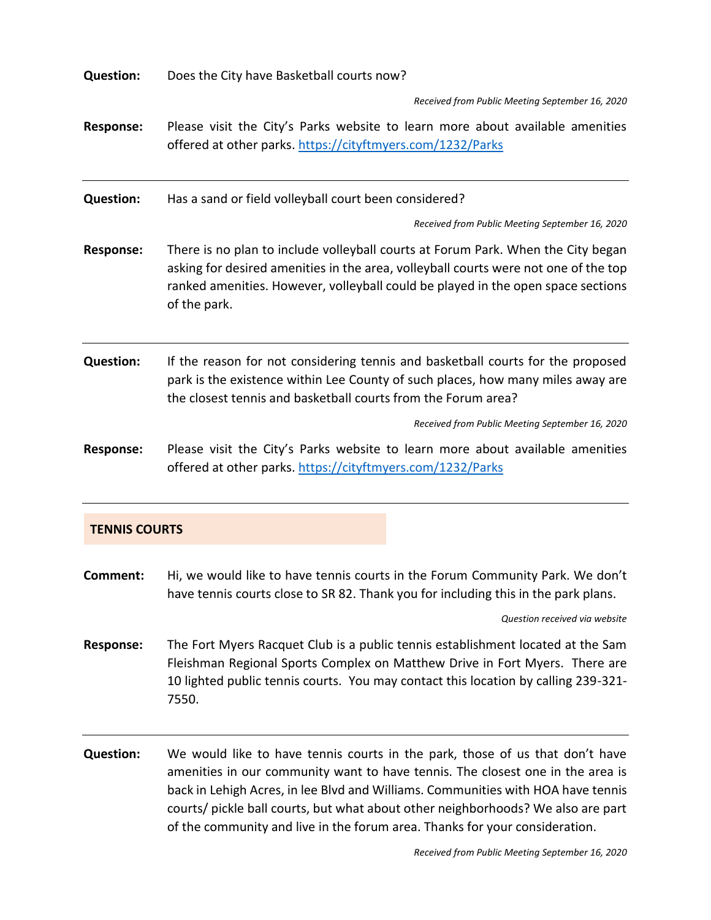**Question:** Does the City have Basketball courts now?

*Received from Public Meeting September 16, 2020*

**Response:** Please visit the City's Parks website to learn more about available amenities offered at other parks. https://cityftmyers.com/1232/Parks

---

**Question:** Has a sand or field volleyball court been considered?

*Received from Public Meeting September 16, 2020*

**Response:** There is no plan to include volleyball courts at Forum Park. When the City began asking for desired amenities in the area, volleyball courts were not one of the top ranked amenities. However, volleyball could be played in the open space sections of the park.

---

**Question:** If the reason for not considering tennis and basketball courts for the proposed park is the existence within Lee County of such places, how many miles away are the closest tennis and basketball courts from the Forum area?

*Received from Public Meeting September 16, 2020*

**Response:** Please visit the City's Parks website to learn more about available amenities offered at other parks. https://cityftmyers.com/1232/Parks

---

## TENNIS COURTS

**Comment:** Hi, we would like to have tennis courts in the Forum Community Park. We don't have tennis courts close to SR 82. Thank you for including this in the park plans.

*Question received via website*

**Response:** The Fort Myers Racquet Club is a public tennis establishment located at the Sam Fleishman Regional Sports Complex on Matthew Drive in Fort Myers. There are 10 lighted public tennis courts. You may contact this location by calling 239-321-7550.

---

**Question:** We would like to have tennis courts in the park, those of us that don't have amenities in our community want to have tennis. The closest one in the area is back in Lehigh Acres, in lee Blvd and Williams. Communities with HOA have tennis courts/ pickle ball courts, but what about other neighborhoods? We also are part of the community and live in the forum area. Thanks for your consideration.

*Received from Public Meeting September 16, 2020*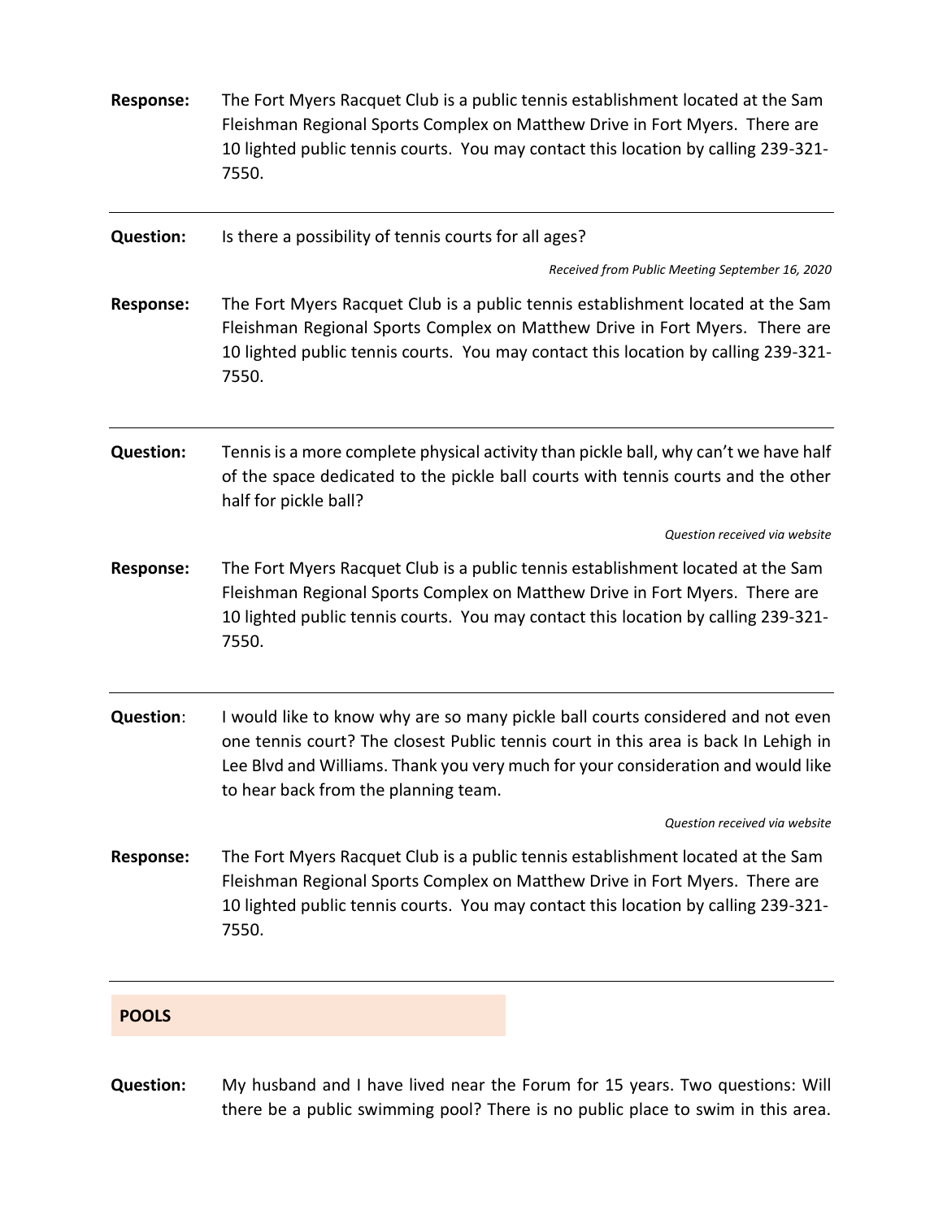**Response:** The Fort Myers Racquet Club is a public tennis establishment located at the Sam Fleishman Regional Sports Complex on Matthew Drive in Fort Myers. There are 10 lighted public tennis courts. You may contact this location by calling 239-321-7550.

---

**Question:** Is there a possibility of tennis courts for all ages?

*Received from Public Meeting September 16, 2020*

**Response:** The Fort Myers Racquet Club is a public tennis establishment located at the Sam Fleishman Regional Sports Complex on Matthew Drive in Fort Myers. There are 10 lighted public tennis courts. You may contact this location by calling 239-321-7550.

---

**Question:** Tennis is a more complete physical activity than pickle ball, why can't we have half of the space dedicated to the pickle ball courts with tennis courts and the other half for pickle ball?

*Question received via website*

**Response:** The Fort Myers Racquet Club is a public tennis establishment located at the Sam Fleishman Regional Sports Complex on Matthew Drive in Fort Myers. There are 10 lighted public tennis courts. You may contact this location by calling 239-321-7550.

---

**Question**: I would like to know why are so many pickle ball courts considered and not even one tennis court? The closest Public tennis court in this area is back In Lehigh in Lee Blvd and Williams. Thank you very much for your consideration and would like to hear back from the planning team.

*Question received via website*

**Response:** The Fort Myers Racquet Club is a public tennis establishment located at the Sam Fleishman Regional Sports Complex on Matthew Drive in Fort Myers. There are 10 lighted public tennis courts. You may contact this location by calling 239-321-7550.

---

## POOLS

**Question:** My husband and I have lived near the Forum for 15 years. Two questions: Will there be a public swimming pool? There is no public place to swim in this area.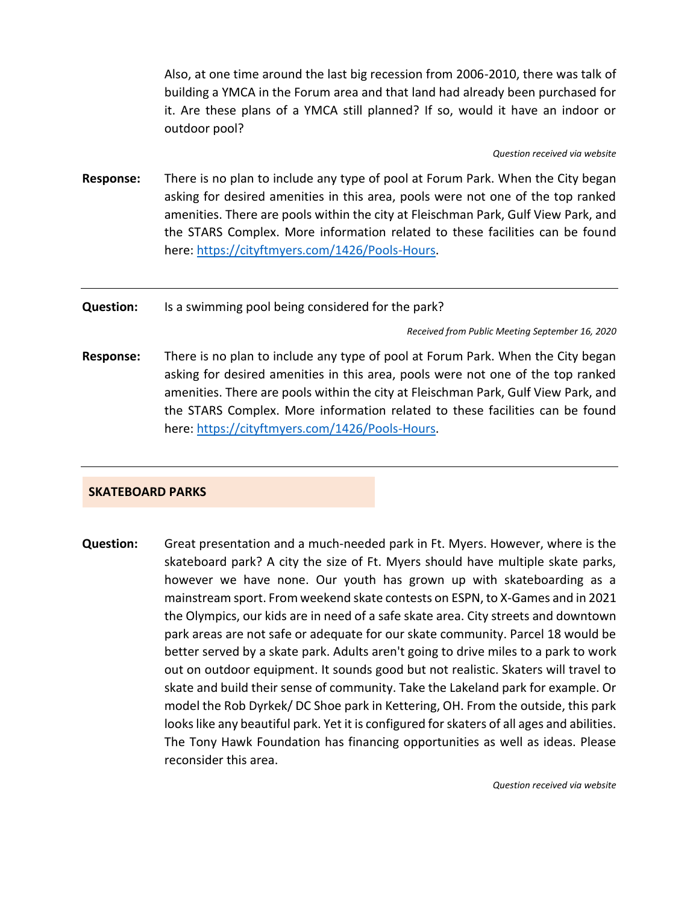Also, at one time around the last big recession from 2006-2010, there was talk of building a YMCA in the Forum area and that land had already been purchased for it. Are these plans of a YMCA still planned? If so, would it have an indoor or outdoor pool?

*Question received via website*

**Response:** There is no plan to include any type of pool at Forum Park. When the City began asking for desired amenities in this area, pools were not one of the top ranked amenities. There are pools within the city at Fleischman Park, Gulf View Park, and the STARS Complex. More information related to these facilities can be found here: [https://cityftmyers.com/1426/Pools-Hours](https://cityftmyers.com/1426/Pools-Hours).

---

**Question:** Is a swimming pool being considered for the park?

*Received from Public Meeting September 16, 2020*

**Response:** There is no plan to include any type of pool at Forum Park. When the City began asking for desired amenities in this area, pools were not one of the top ranked amenities. There are pools within the city at Fleischman Park, Gulf View Park, and the STARS Complex. More information related to these facilities can be found here: [https://cityftmyers.com/1426/Pools-Hours](https://cityftmyers.com/1426/Pools-Hours).

---

## SKATEBOARD PARKS

**Question:** Great presentation and a much-needed park in Ft. Myers. However, where is the skateboard park? A city the size of Ft. Myers should have multiple skate parks, however we have none. Our youth has grown up with skateboarding as a mainstream sport. From weekend skate contests on ESPN, to X-Games and in 2021 the Olympics, our kids are in need of a safe skate area. City streets and downtown park areas are not safe or adequate for our skate community. Parcel 18 would be better served by a skate park. Adults aren't going to drive miles to a park to work out on outdoor equipment. It sounds good but not realistic. Skaters will travel to skate and build their sense of community. Take the Lakeland park for example. Or model the Rob Dyrkek/ DC Shoe park in Kettering, OH. From the outside, this park looks like any beautiful park. Yet it is configured for skaters of all ages and abilities. The Tony Hawk Foundation has financing opportunities as well as ideas. Please reconsider this area.

*Question received via website*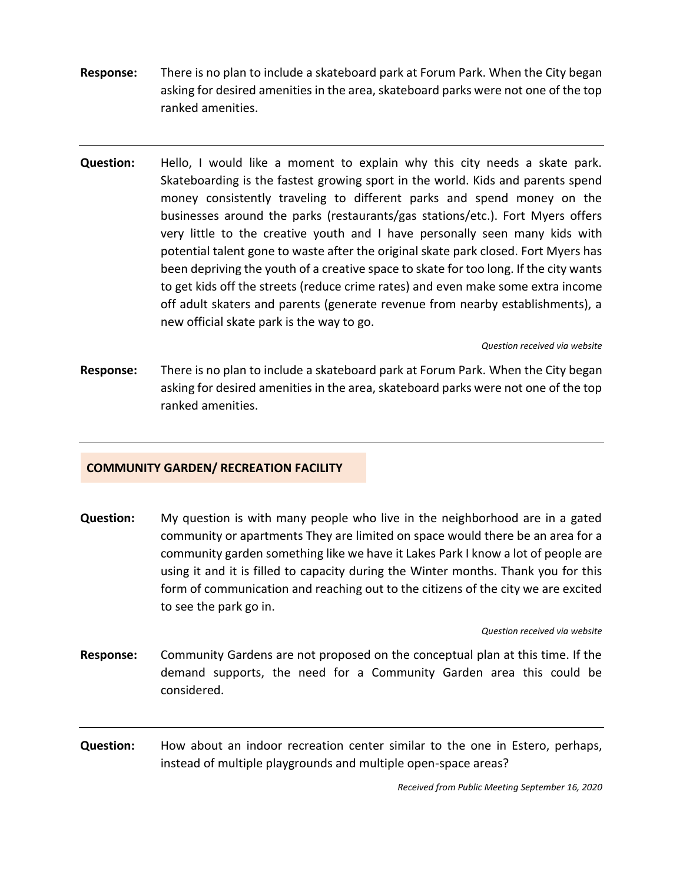**Response:** There is no plan to include a skateboard park at Forum Park. When the City began asking for desired amenities in the area, skateboard parks were not one of the top ranked amenities.

---

**Question:** Hello, I would like a moment to explain why this city needs a skate park. Skateboarding is the fastest growing sport in the world. Kids and parents spend money consistently traveling to different parks and spend money on the businesses around the parks (restaurants/gas stations/etc.). Fort Myers offers very little to the creative youth and I have personally seen many kids with potential talent gone to waste after the original skate park closed. Fort Myers has been depriving the youth of a creative space to skate for too long. If the city wants to get kids off the streets (reduce crime rates) and even make some extra income off adult skaters and parents (generate revenue from nearby establishments), a new official skate park is the way to go.

*Question received via website*

**Response:** There is no plan to include a skateboard park at Forum Park. When the City began asking for desired amenities in the area, skateboard parks were not one of the top ranked amenities.

---

## COMMUNITY GARDEN/ RECREATION FACILITY

**Question:** My question is with many people who live in the neighborhood are in a gated community or apartments They are limited on space would there be an area for a community garden something like we have it Lakes Park I know a lot of people are using it and it is filled to capacity during the Winter months. Thank you for this form of communication and reaching out to the citizens of the city we are excited to see the park go in.

*Question received via website*

**Response:** Community Gardens are not proposed on the conceptual plan at this time. If the demand supports, the need for a Community Garden area this could be considered.

---

**Question:** How about an indoor recreation center similar to the one in Estero, perhaps, instead of multiple playgrounds and multiple open-space areas?

*Received from Public Meeting September 16, 2020*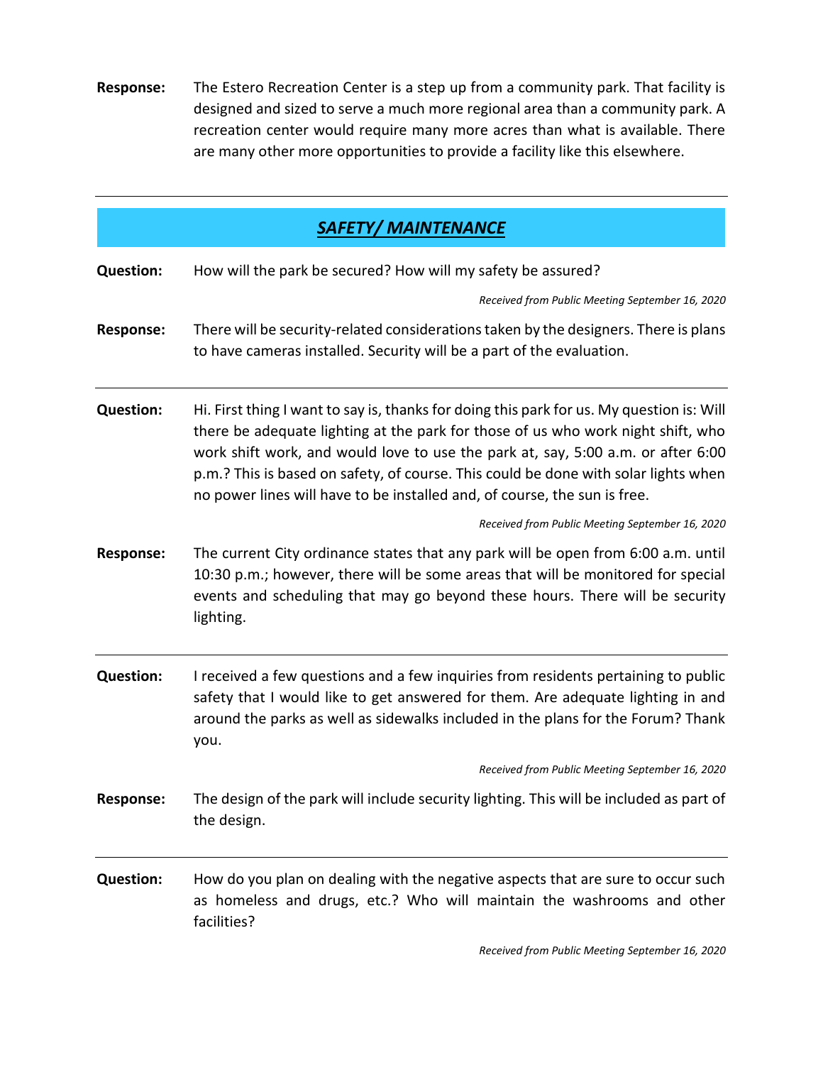**Response:** The Estero Recreation Center is a step up from a community park. That facility is designed and sized to serve a much more regional area than a community park. A recreation center would require many more acres than what is available. There are many other more opportunities to provide a facility like this elsewhere.

---

## ***SAFETY/ MAINTENANCE***

**Question:** How will the park be secured? How will my safety be assured?

*Received from Public Meeting September 16, 2020*

**Response:** There will be security-related considerations taken by the designers. There is plans to have cameras installed. Security will be a part of the evaluation.

---

**Question:** Hi. First thing I want to say is, thanks for doing this park for us. My question is: Will there be adequate lighting at the park for those of us who work night shift, who work shift work, and would love to use the park at, say, 5:00 a.m. or after 6:00 p.m.? This is based on safety, of course. This could be done with solar lights when no power lines will have to be installed and, of course, the sun is free.

*Received from Public Meeting September 16, 2020*

**Response:** The current City ordinance states that any park will be open from 6:00 a.m. until 10:30 p.m.; however, there will be some areas that will be monitored for special events and scheduling that may go beyond these hours. There will be security lighting.

---

**Question:** I received a few questions and a few inquiries from residents pertaining to public safety that I would like to get answered for them. Are adequate lighting in and around the parks as well as sidewalks included in the plans for the Forum? Thank you.

*Received from Public Meeting September 16, 2020*

**Response:** The design of the park will include security lighting. This will be included as part of the design.

---

**Question:** How do you plan on dealing with the negative aspects that are sure to occur such as homeless and drugs, etc.? Who will maintain the washrooms and other facilities?

*Received from Public Meeting September 16, 2020*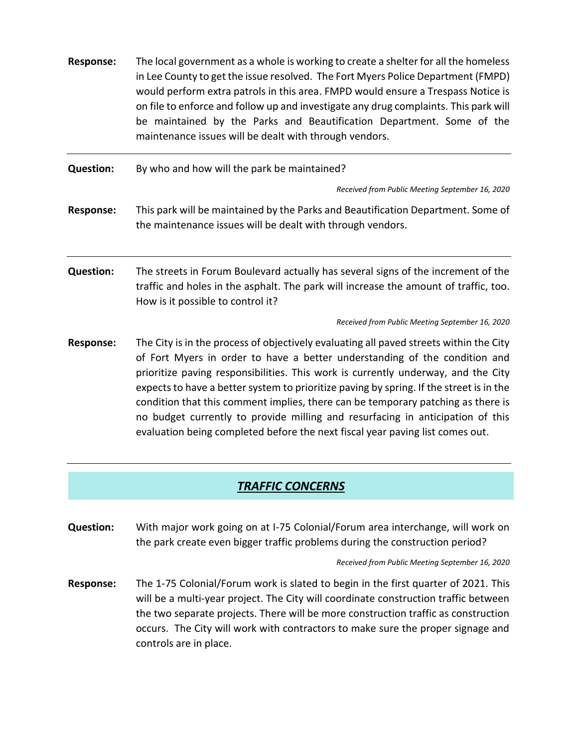**Response:** The local government as a whole is working to create a shelter for all the homeless in Lee County to get the issue resolved. The Fort Myers Police Department (FMPD) would perform extra patrols in this area. FMPD would ensure a Trespass Notice is on file to enforce and follow up and investigate any drug complaints. This park will be maintained by the Parks and Beautification Department. Some of the maintenance issues will be dealt with through vendors.

---

**Question:** By who and how will the park be maintained?

*Received from Public Meeting September 16, 2020*

**Response:** This park will be maintained by the Parks and Beautification Department. Some of the maintenance issues will be dealt with through vendors.

---

**Question:** The streets in Forum Boulevard actually has several signs of the increment of the traffic and holes in the asphalt. The park will increase the amount of traffic, too. How is it possible to control it?

*Received from Public Meeting September 16, 2020*

**Response:** The City is in the process of objectively evaluating all paved streets within the City of Fort Myers in order to have a better understanding of the condition and prioritize paving responsibilities. This work is currently underway, and the City expects to have a better system to prioritize paving by spring. If the street is in the condition that this comment implies, there can be temporary patching as there is no budget currently to provide milling and resurfacing in anticipation of this evaluation being completed before the next fiscal year paving list comes out.

---

## ***TRAFFIC CONCERNS***

**Question:** With major work going on at I-75 Colonial/Forum area interchange, will work on the park create even bigger traffic problems during the construction period?

*Received from Public Meeting September 16, 2020*

**Response:** The 1-75 Colonial/Forum work is slated to begin in the first quarter of 2021. This will be a multi-year project. The City will coordinate construction traffic between the two separate projects. There will be more construction traffic as construction occurs. The City will work with contractors to make sure the proper signage and controls are in place.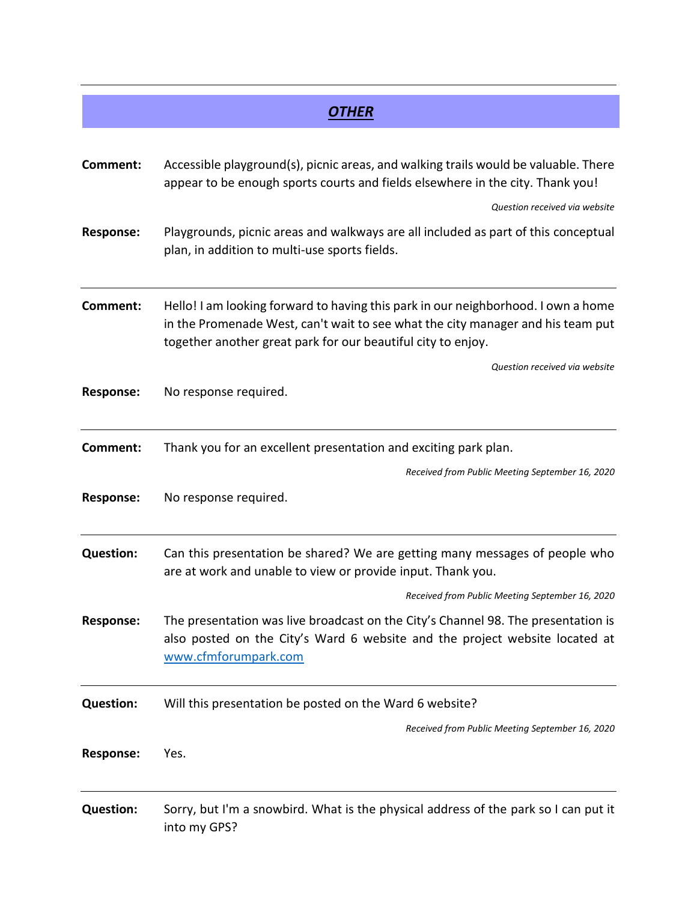## ***OTHER***

**Comment:** Accessible playground(s), picnic areas, and walking trails would be valuable. There appear to be enough sports courts and fields elsewhere in the city. Thank you!

*Question received via website*

**Response:** Playgrounds, picnic areas and walkways are all included as part of this conceptual plan, in addition to multi-use sports fields.

---

**Comment:** Hello! I am looking forward to having this park in our neighborhood. I own a home in the Promenade West, can't wait to see what the city manager and his team put together another great park for our beautiful city to enjoy.

*Question received via website*

**Response:** No response required.

---

**Comment:** Thank you for an excellent presentation and exciting park plan.

*Received from Public Meeting September 16, 2020*

**Response:** No response required.

---

**Question:** Can this presentation be shared? We are getting many messages of people who are at work and unable to view or provide input. Thank you.

*Received from Public Meeting September 16, 2020*

**Response:** The presentation was live broadcast on the City's Channel 98. The presentation is also posted on the City's Ward 6 website and the project website located at [www.cfmforumpark.com](www.cfmforumpark.com)

---

**Question:** Will this presentation be posted on the Ward 6 website?

*Received from Public Meeting September 16, 2020*

**Response:** Yes.

---

**Question:** Sorry, but I'm a snowbird. What is the physical address of the park so I can put it into my GPS?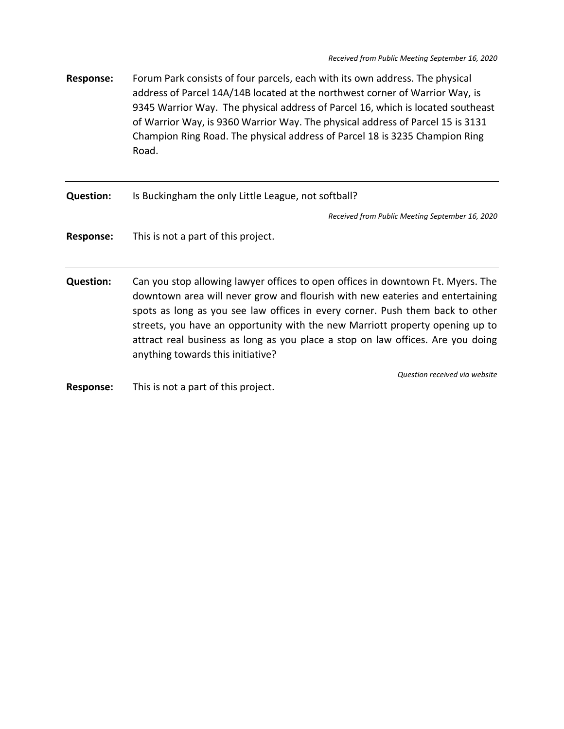*Received from Public Meeting September 16, 2020*

**Response:** Forum Park consists of four parcels, each with its own address. The physical address of Parcel 14A/14B located at the northwest corner of Warrior Way, is 9345 Warrior Way. The physical address of Parcel 16, which is located southeast of Warrior Way, is 9360 Warrior Way. The physical address of Parcel 15 is 3131 Champion Ring Road. The physical address of Parcel 18 is 3235 Champion Ring Road.

---

**Question:** Is Buckingham the only Little League, not softball?

*Received from Public Meeting September 16, 2020*

**Response:** This is not a part of this project.

---

**Question:** Can you stop allowing lawyer offices to open offices in downtown Ft. Myers. The downtown area will never grow and flourish with new eateries and entertaining spots as long as you see law offices in every corner. Push them back to other streets, you have an opportunity with the new Marriott property opening up to attract real business as long as you place a stop on law offices. Are you doing anything towards this initiative?

*Question received via website*

**Response:** This is not a part of this project.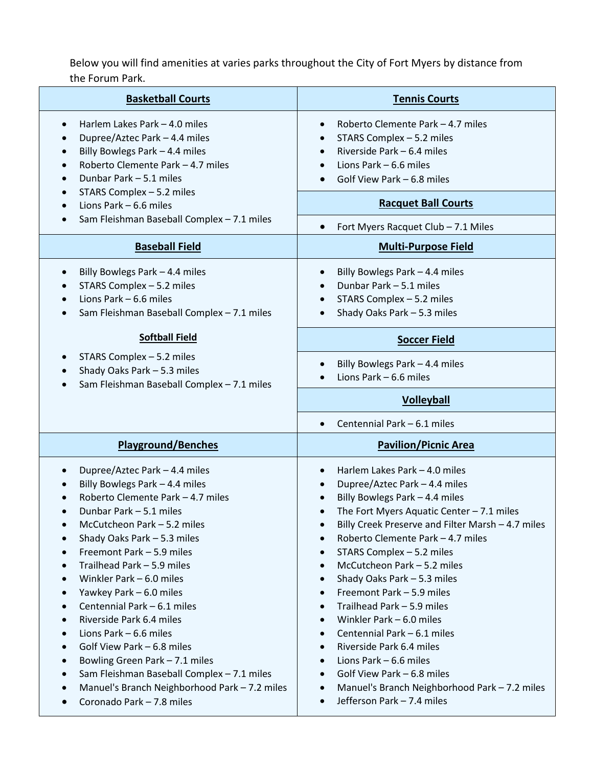Below you will find amenities at varies parks throughout the City of Fort Myers by distance from the Forum Park.

**Basketball Courts**

- Harlem Lakes Park – 4.0 miles
- Dupree/Aztec Park – 4.4 miles
- Billy Bowlegs Park – 4.4 miles
- Roberto Clemente Park – 4.7 miles
- Dunbar Park – 5.1 miles
- STARS Complex – 5.2 miles
- Lions Park – 6.6 miles
- Sam Fleishman Baseball Complex – 7.1 miles

**Tennis Courts**

- Roberto Clemente Park – 4.7 miles
- STARS Complex – 5.2 miles
- Riverside Park – 6.4 miles
- Lions Park – 6.6 miles
- Golf View Park – 6.8 miles

**Racquet Ball Courts**

- Fort Myers Racquet Club – 7.1 Miles

**Baseball Field**

- Billy Bowlegs Park – 4.4 miles
- STARS Complex – 5.2 miles
- Lions Park – 6.6 miles
- Sam Fleishman Baseball Complex – 7.1 miles

**Softball Field**

- STARS Complex – 5.2 miles
- Shady Oaks Park – 5.3 miles
- Sam Fleishman Baseball Complex – 7.1 miles

**Multi-Purpose Field**

- Billy Bowlegs Park – 4.4 miles
- Dunbar Park – 5.1 miles
- STARS Complex – 5.2 miles
- Shady Oaks Park – 5.3 miles

**Soccer Field**

- Billy Bowlegs Park – 4.4 miles
- Lions Park – 6.6 miles

**Volleyball**

- Centennial Park – 6.1 miles

**Playground/Benches**

- Dupree/Aztec Park – 4.4 miles
- Billy Bowlegs Park – 4.4 miles
- Roberto Clemente Park – 4.7 miles
- Dunbar Park – 5.1 miles
- McCutcheon Park – 5.2 miles
- Shady Oaks Park – 5.3 miles
- Freemont Park – 5.9 miles
- Trailhead Park – 5.9 miles
- Winkler Park – 6.0 miles
- Yawkey Park – 6.0 miles
- Centennial Park – 6.1 miles
- Riverside Park 6.4 miles
- Lions Park – 6.6 miles
- Golf View Park – 6.8 miles
- Bowling Green Park – 7.1 miles
- Sam Fleishman Baseball Complex – 7.1 miles
- Manuel's Branch Neighborhood Park – 7.2 miles
- Coronado Park – 7.8 miles

**Pavilion/Picnic Area**

- Harlem Lakes Park – 4.0 miles
- Dupree/Aztec Park – 4.4 miles
- Billy Bowlegs Park – 4.4 miles
- The Fort Myers Aquatic Center – 7.1 miles
- Billy Creek Preserve and Filter Marsh – 4.7 miles
- Roberto Clemente Park – 4.7 miles
- STARS Complex – 5.2 miles
- McCutcheon Park – 5.2 miles
- Shady Oaks Park – 5.3 miles
- Freemont Park – 5.9 miles
- Trailhead Park – 5.9 miles
- Winkler Park – 6.0 miles
- Centennial Park – 6.1 miles
- Riverside Park 6.4 miles
- Lions Park – 6.6 miles
- Golf View Park – 6.8 miles
- Manuel's Branch Neighborhood Park – 7.2 miles
- Jefferson Park – 7.4 miles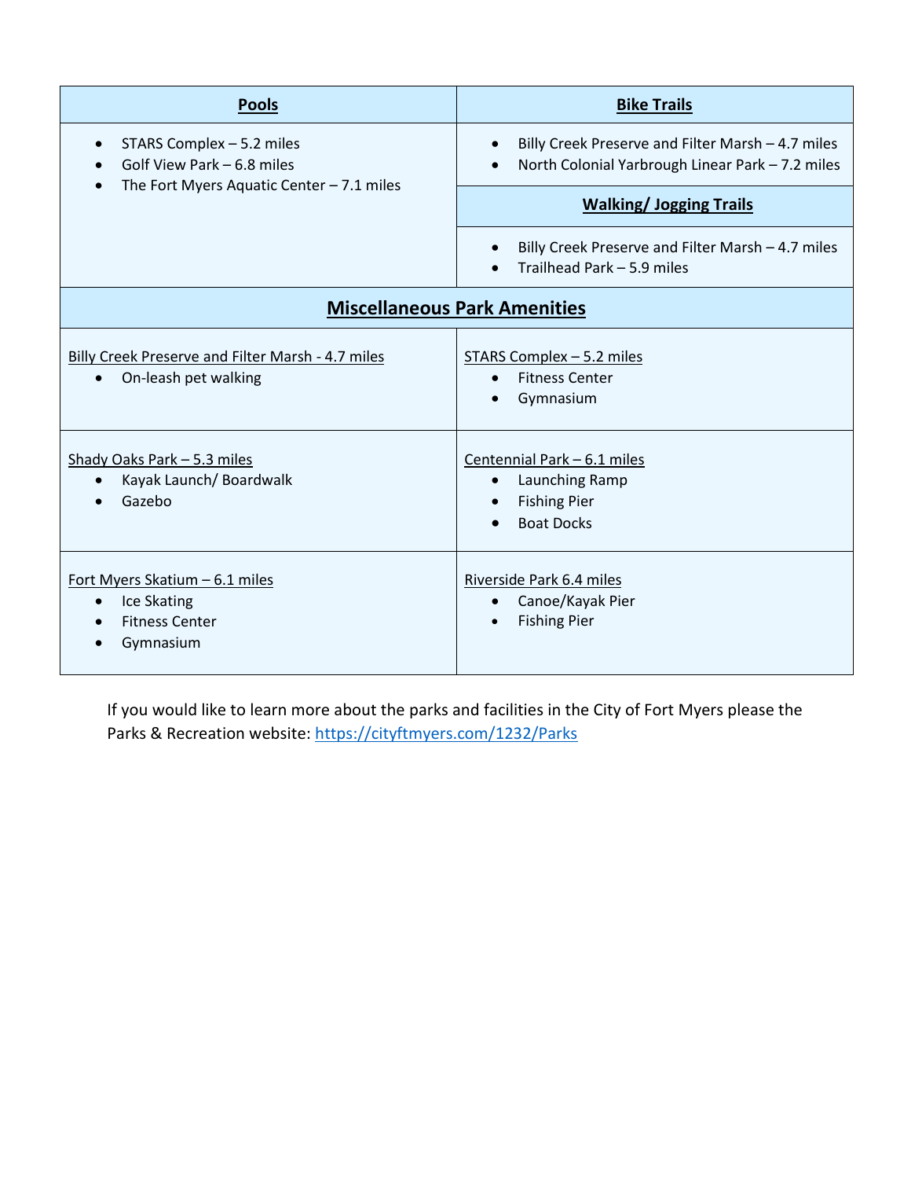| **Pools** | **Bike Trails** |
|---|---|
| • STARS Complex – 5.2 miles<br>• Golf View Park – 6.8 miles<br>• The Fort Myers Aquatic Center – 7.1 miles | • Billy Creek Preserve and Filter Marsh – 4.7 miles<br>• North Colonial Yarbrough Linear Park – 7.2 miles |
| | **Walking/ Jogging Trails** |
| | • Billy Creek Preserve and Filter Marsh – 4.7 miles<br>• Trailhead Park – 5.9 miles |

| **Miscellaneous Park Amenities** | |
|---|---|
| Billy Creek Preserve and Filter Marsh - 4.7 miles<br>• On-leash pet walking | STARS Complex – 5.2 miles<br>• Fitness Center<br>• Gymnasium |
| Shady Oaks Park – 5.3 miles<br>• Kayak Launch/ Boardwalk<br>• Gazebo | Centennial Park – 6.1 miles<br>• Launching Ramp<br>• Fishing Pier<br>• Boat Docks |
| Fort Myers Skatium – 6.1 miles<br>• Ice Skating<br>• Fitness Center<br>• Gymnasium | Riverside Park 6.4 miles<br>• Canoe/Kayak Pier<br>• Fishing Pier |

If you would like to learn more about the parks and facilities in the City of Fort Myers please the Parks & Recreation website: https://cityftmyers.com/1232/Parks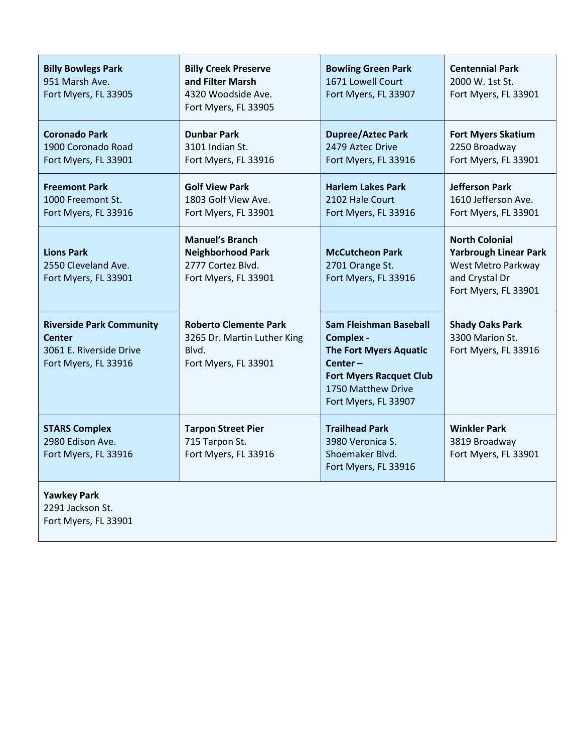| | | | |
|---|---|---|---|
| **Billy Bowlegs Park**<br>951 Marsh Ave.<br>Fort Myers, FL 33905 | **Billy Creek Preserve and Filter Marsh**<br>4320 Woodside Ave.<br>Fort Myers, FL 33905 | **Bowling Green Park**<br>1671 Lowell Court<br>Fort Myers, FL 33907 | **Centennial Park**<br>2000 W. 1st St.<br>Fort Myers, FL 33901 |
| **Coronado Park**<br>1900 Coronado Road<br>Fort Myers, FL 33901 | **Dunbar Park**<br>3101 Indian St.<br>Fort Myers, FL 33916 | **Dupree/Aztec Park**<br>2479 Aztec Drive<br>Fort Myers, FL 33916 | **Fort Myers Skatium**<br>2250 Broadway<br>Fort Myers, FL 33901 |
| **Freemont Park**<br>1000 Freemont St.<br>Fort Myers, FL 33916 | **Golf View Park**<br>1803 Golf View Ave.<br>Fort Myers, FL 33901 | **Harlem Lakes Park**<br>2102 Hale Court<br>Fort Myers, FL 33916 | **Jefferson Park**<br>1610 Jefferson Ave.<br>Fort Myers, FL 33901 |
| **Lions Park**<br>2550 Cleveland Ave.<br>Fort Myers, FL 33901 | **Manuel's Branch Neighborhood Park**<br>2777 Cortez Blvd.<br>Fort Myers, FL 33901 | **McCutcheon Park**<br>2701 Orange St.<br>Fort Myers, FL 33916 | **North Colonial Yarbrough Linear Park**<br>West Metro Parkway and Crystal Dr<br>Fort Myers, FL 33901 |
| **Riverside Park Community Center**<br>3061 E. Riverside Drive<br>Fort Myers, FL 33916 | **Roberto Clemente Park**<br>3265 Dr. Martin Luther King Blvd.<br>Fort Myers, FL 33901 | **Sam Fleishman Baseball Complex -**<br>**The Fort Myers Aquatic Center –**<br>**Fort Myers Racquet Club**<br>1750 Matthew Drive<br>Fort Myers, FL 33907 | **Shady Oaks Park**<br>3300 Marion St.<br>Fort Myers, FL 33916 |
| **STARS Complex**<br>2980 Edison Ave.<br>Fort Myers, FL 33916 | **Tarpon Street Pier**<br>715 Tarpon St.<br>Fort Myers, FL 33916 | **Trailhead Park**<br>3980 Veronica S. Shoemaker Blvd.<br>Fort Myers, FL 33916 | **Winkler Park**<br>3819 Broadway<br>Fort Myers, FL 33901 |
| **Yawkey Park**<br>2291 Jackson St.<br>Fort Myers, FL 33901 | | | |